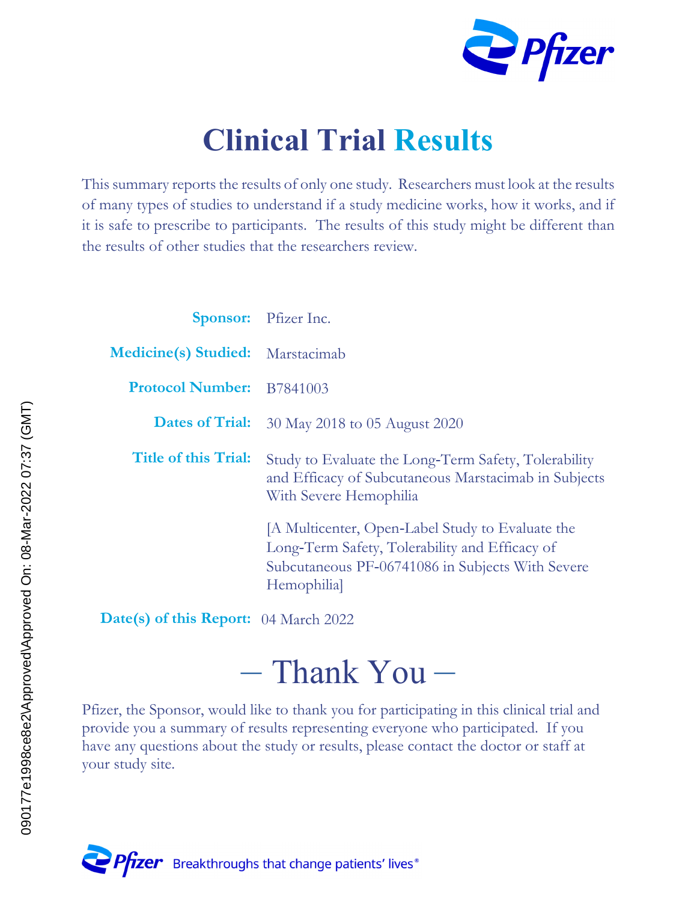# Clinical Trial Results

This summary reports the results of only one study. Researchers must look at the results of many types of studies to understand if a study medicine works, how it works, and if it is safe to prescribe to participants. The results of this study might be different than the results of other studies that the researchers review.

| | |
|---|---|
| **Sponsor:** | Pfizer Inc. |
| **Medicine(s) Studied:** | Marstacimab |
| **Protocol Number:** | B7841003 |
| **Dates of Trial:** | 30 May 2018 to 05 August 2020 |
| **Title of this Trial:** | Study to Evaluate the Long-Term Safety, Tolerability and Efficacy of Subcutaneous Marstacimab in Subjects With Severe Hemophilia<br><br>[A Multicenter, Open-Label Study to Evaluate the Long-Term Safety, Tolerability and Efficacy of Subcutaneous PF-06741086 in Subjects With Severe Hemophilia] |
| **Date(s) of this Report:** | 04 March 2022 |

## – Thank You –

Pfizer, the Sponsor, would like to thank you for participating in this clinical trial and provide you a summary of results representing everyone who participated. If you have any questions about the study or results, please contact the doctor or staff at your study site.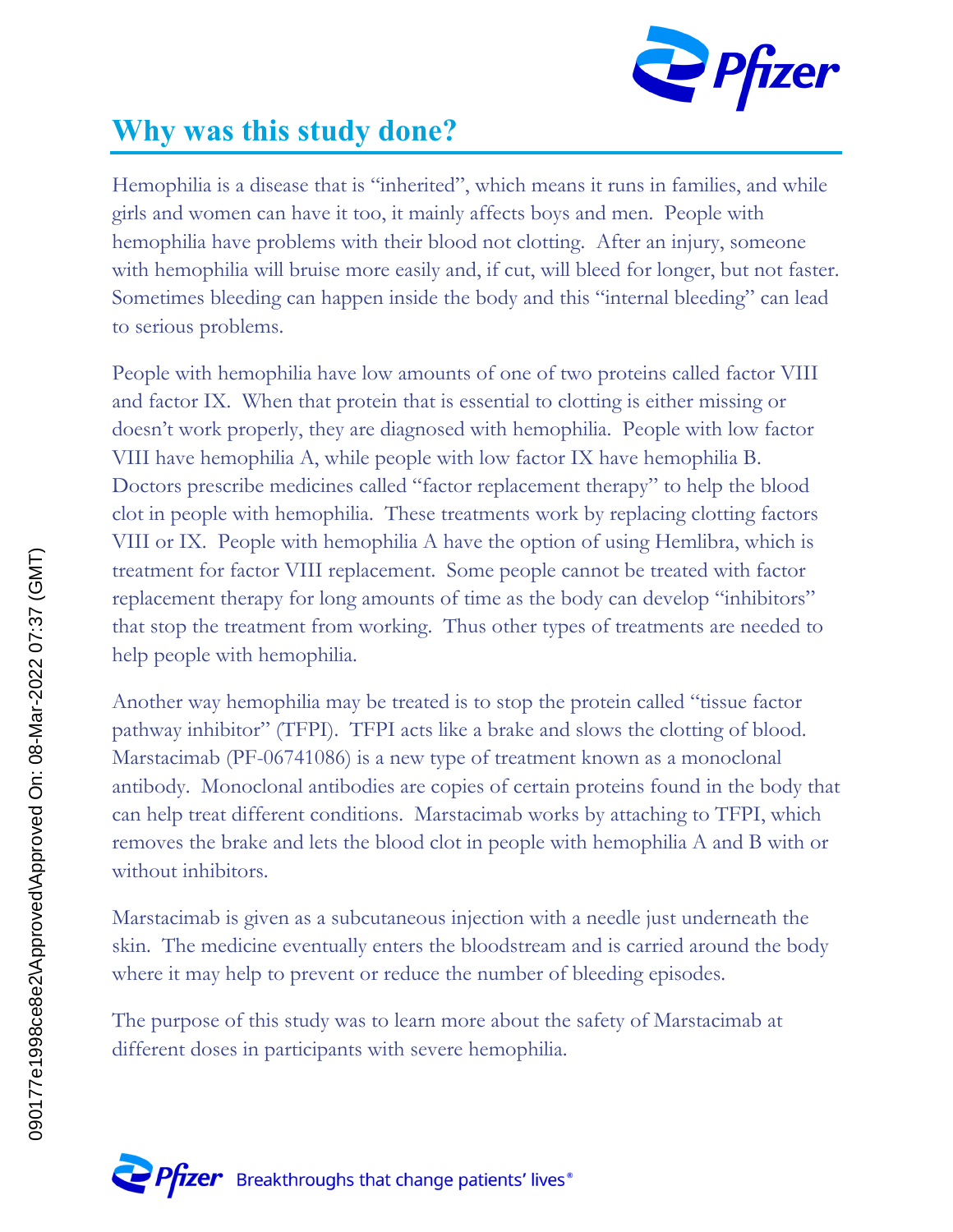## Why was this study done?

Hemophilia is a disease that is “inherited”, which means it runs in families, and while girls and women can have it too, it mainly affects boys and men. People with hemophilia have problems with their blood not clotting. After an injury, someone with hemophilia will bruise more easily and, if cut, will bleed for longer, but not faster. Sometimes bleeding can happen inside the body and this “internal bleeding” can lead to serious problems.

People with hemophilia have low amounts of one of two proteins called factor VIII and factor IX. When that protein that is essential to clotting is either missing or doesn’t work properly, they are diagnosed with hemophilia. People with low factor VIII have hemophilia A, while people with low factor IX have hemophilia B. Doctors prescribe medicines called “factor replacement therapy” to help the blood clot in people with hemophilia. These treatments work by replacing clotting factors VIII or IX. People with hemophilia A have the option of using Hemlibra, which is treatment for factor VIII replacement. Some people cannot be treated with factor replacement therapy for long amounts of time as the body can develop “inhibitors” that stop the treatment from working. Thus other types of treatments are needed to help people with hemophilia.

Another way hemophilia may be treated is to stop the protein called “tissue factor pathway inhibitor” (TFPI). TFPI acts like a brake and slows the clotting of blood. Marstacimab (PF-06741086) is a new type of treatment known as a monoclonal antibody. Monoclonal antibodies are copies of certain proteins found in the body that can help treat different conditions. Marstacimab works by attaching to TFPI, which removes the brake and lets the blood clot in people with hemophilia A and B with or without inhibitors.

Marstacimab is given as a subcutaneous injection with a needle just underneath the skin. The medicine eventually enters the bloodstream and is carried around the body where it may help to prevent or reduce the number of bleeding episodes.

The purpose of this study was to learn more about the safety of Marstacimab at different doses in participants with severe hemophilia.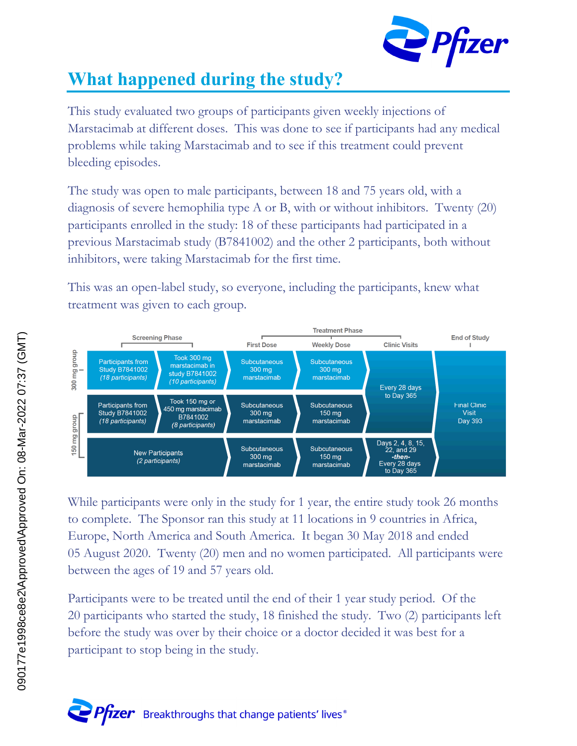# What happened during the study?

This study evaluated two groups of participants given weekly injections of Marstacimab at different doses. This was done to see if participants had any medical problems while taking Marstacimab and to see if this treatment could prevent bleeding episodes.

The study was open to male participants, between 18 and 75 years old, with a diagnosis of severe hemophilia type A or B, with or without inhibitors. Twenty (20) participants enrolled in the study: 18 of these participants had participated in a previous Marstacimab study (B7841002) and the other 2 participants, both without inhibitors, were taking Marstacimab for the first time.

This was an open-label study, so everyone, including the participants, knew what treatment was given to each group.

Screening Phase

Treatment Phase

First Dose

Weekly Dose

Clinic Visits

End of Study

300 mg group

Participants from Study B7841002 *(18 participants)*

Took 300 mg marstacimab in study B7841002 *(10 participants)*

Subcutaneous 300 mg marstacimab

Subcutaneous 300 mg marstacimab

Every 28 days to Day 365

Final Clinic Visit Day 393

150 mg group

Participants from Study B7841002 *(18 participants)*

Took 150 mg or 450 mg marstacimab B7841002 *(8 participants)*

Subcutaneous 300 mg marstacimab

Subcutaneous 150 mg marstacimab

New Participants *(2 participants)*

Subcutaneous 300 mg marstacimab

Subcutaneous 150 mg marstacimab

Days 2, 4, 8, 15, 22, and 29 ***-then-*** Every 28 days to Day 365

While participants were only in the study for 1 year, the entire study took 26 months to complete. The Sponsor ran this study at 11 locations in 9 countries in Africa, Europe, North America and South America. It began 30 May 2018 and ended 05 August 2020. Twenty (20) men and no women participated. All participants were between the ages of 19 and 57 years old.

Participants were to be treated until the end of their 1 year study period. Of the 20 participants who started the study, 18 finished the study. Two (2) participants left before the study was over by their choice or a doctor decided it was best for a participant to stop being in the study.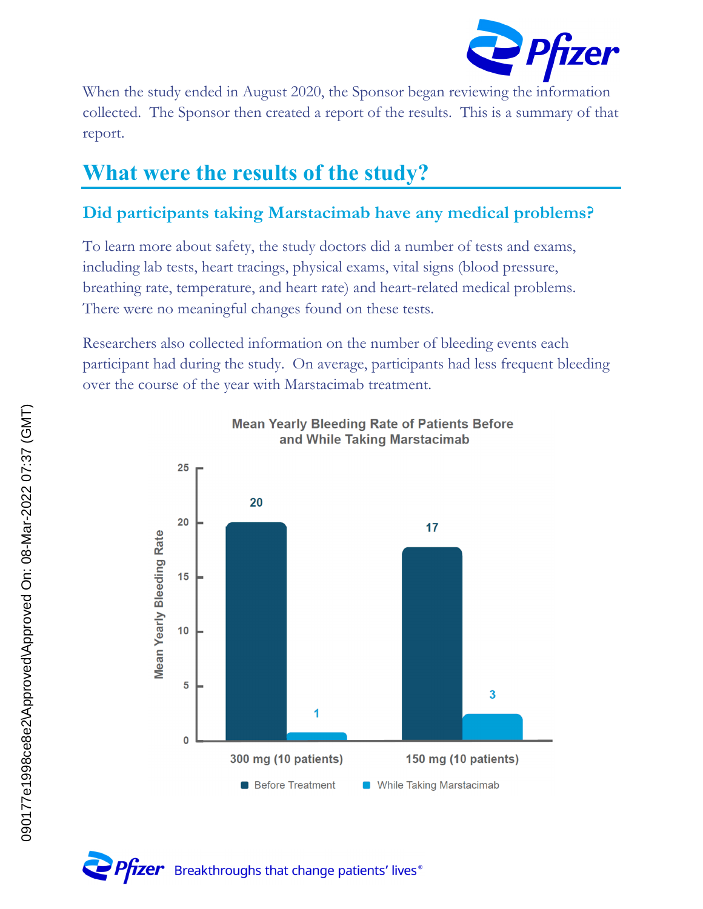When the study ended in August 2020, the Sponsor began reviewing the information collected. The Sponsor then created a report of the results. This is a summary of that report.

## What were the results of the study?

### Did participants taking Marstacimab have any medical problems?

To learn more about safety, the study doctors did a number of tests and exams, including lab tests, heart tracings, physical exams, vital signs (blood pressure, breathing rate, temperature, and heart rate) and heart-related medical problems. There were no meaningful changes found on these tests.

Researchers also collected information on the number of bleeding events each participant had during the study. On average, participants had less frequent bleeding over the course of the year with Marstacimab treatment.

Mean Yearly Bleeding Rate of Patients Before and While Taking Marstacimab

Mean Yearly Bleeding Rate

25
20
15
10
5
0

20
1
17
3

300 mg (10 patients)
150 mg (10 patients)

Before Treatment
While Taking Marstacimab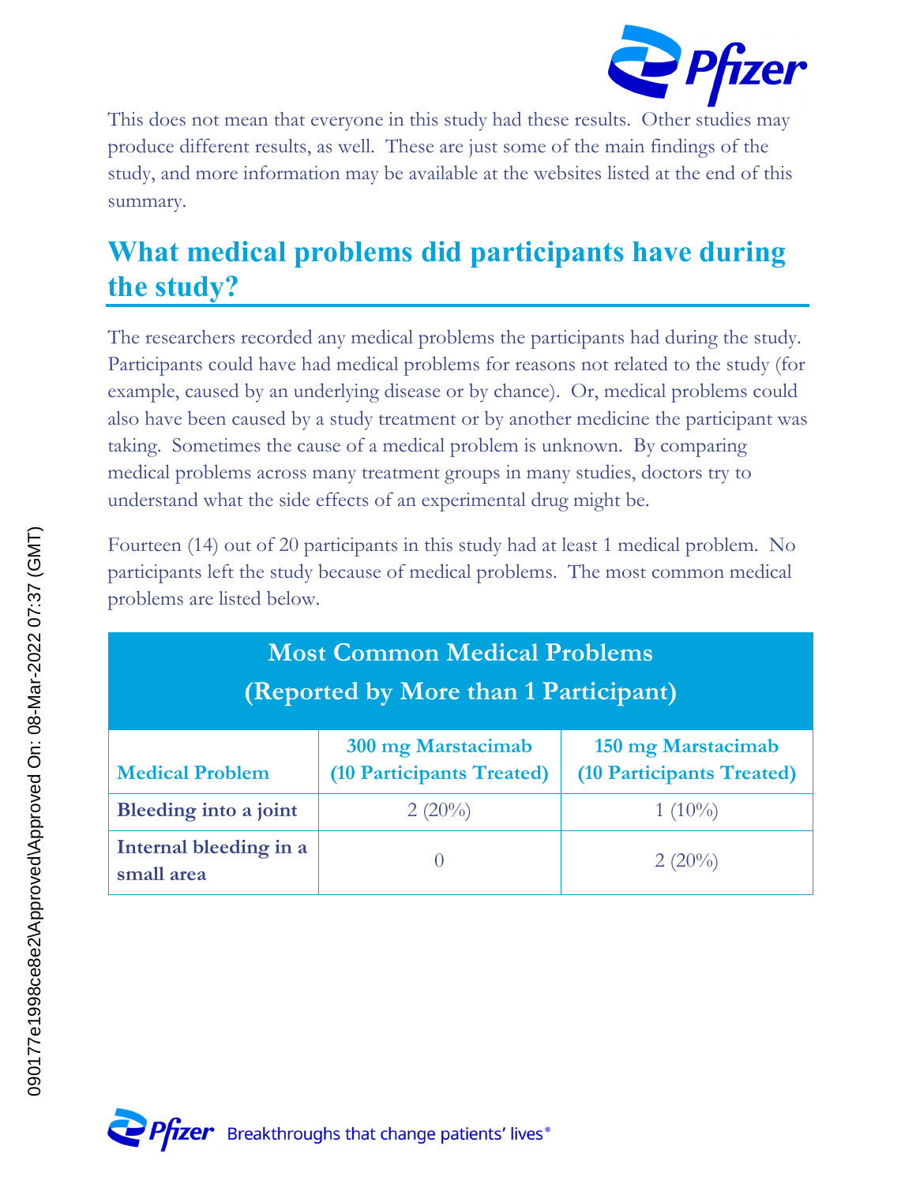This does not mean that everyone in this study had these results. Other studies may produce different results, as well. These are just some of the main findings of the study, and more information may be available at the websites listed at the end of this summary.

## What medical problems did participants have during the study?

The researchers recorded any medical problems the participants had during the study. Participants could have had medical problems for reasons not related to the study (for example, caused by an underlying disease or by chance). Or, medical problems could also have been caused by a study treatment or by another medicine the participant was taking. Sometimes the cause of a medical problem is unknown. By comparing medical problems across many treatment groups in many studies, doctors try to understand what the side effects of an experimental drug might be.

Fourteen (14) out of 20 participants in this study had at least 1 medical problem. No participants left the study because of medical problems. The most common medical problems are listed below.

**Most Common Medical Problems (Reported by More than 1 Participant)**

| Medical Problem | 300 mg Marstacimab (10 Participants Treated) | 150 mg Marstacimab (10 Participants Treated) |
|---|---|---|
| **Bleeding into a joint** | 2 (20%) | 1 (10%) |
| **Internal bleeding in a small area** | 0 | 2 (20%) |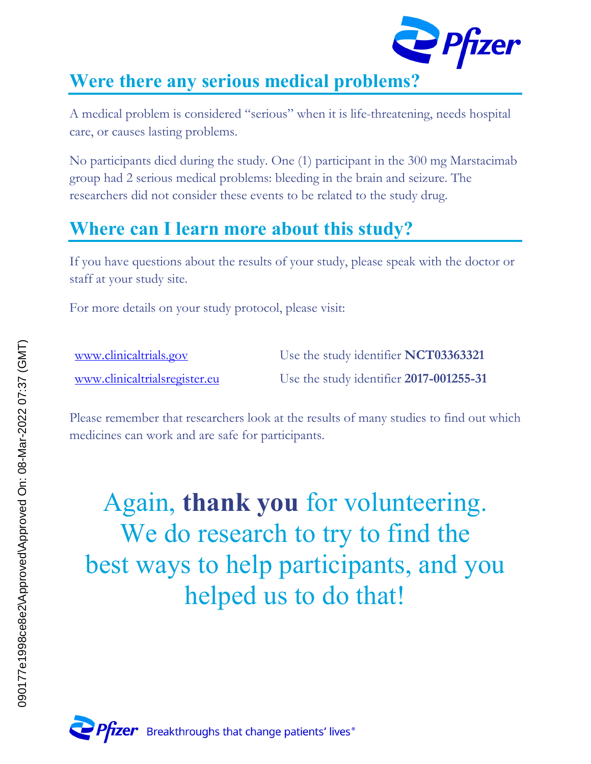## Were there any serious medical problems?

A medical problem is considered "serious" when it is life-threatening, needs hospital care, or causes lasting problems.

No participants died during the study. One (1) participant in the 300 mg Marstacimab group had 2 serious medical problems: bleeding in the brain and seizure. The researchers did not consider these events to be related to the study drug.

## Where can I learn more about this study?

If you have questions about the results of your study, please speak with the doctor or staff at your study site.

For more details on your study protocol, please visit:

| | |
|---|---|
| www.clinicaltrials.gov | Use the study identifier **NCT03363321** |
| www.clinicaltrialsregister.eu | Use the study identifier **2017-001255-31** |

Please remember that researchers look at the results of many studies to find out which medicines can work and are safe for participants.

Again, **thank you** for volunteering. We do research to try to find the best ways to help participants, and you helped us to do that!